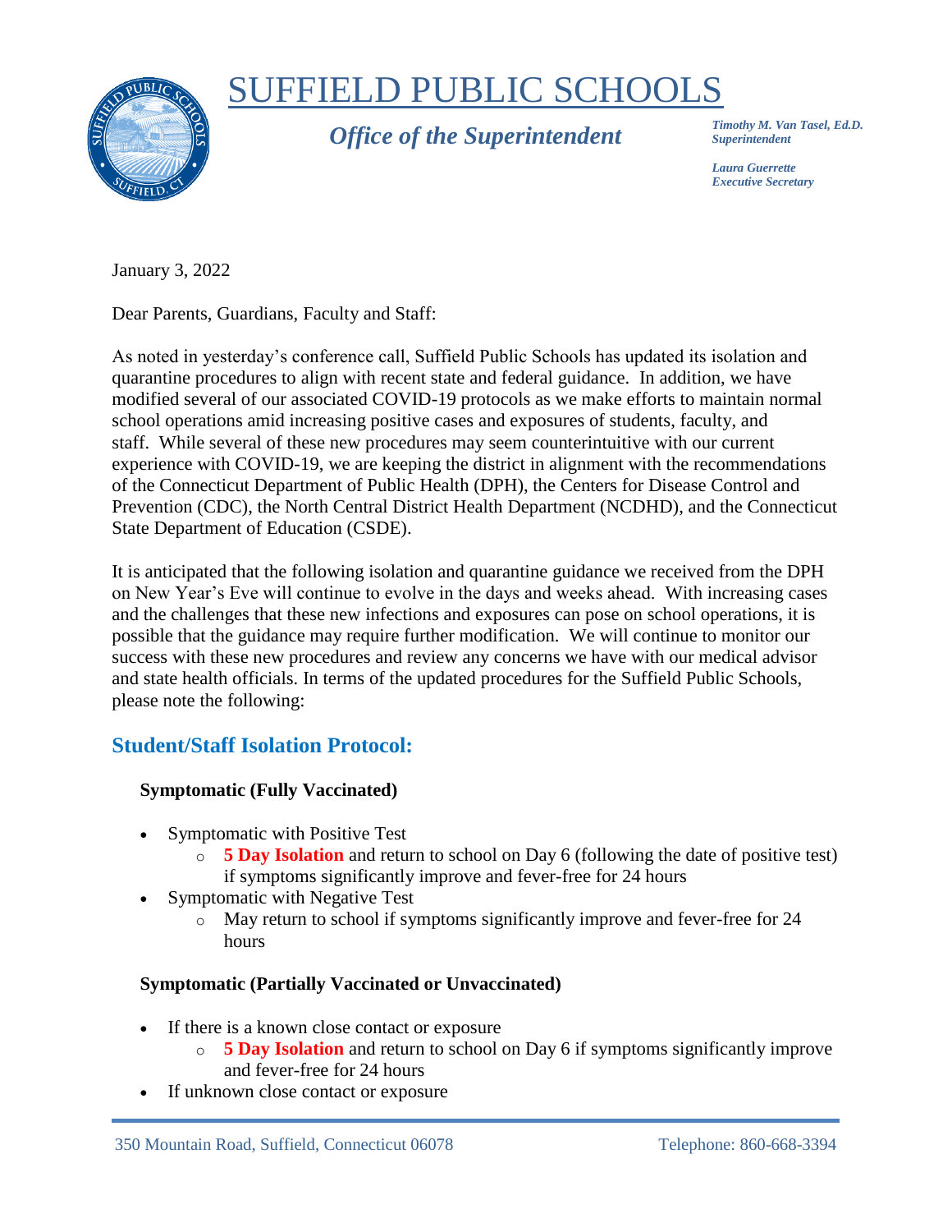# SUFFIELD PUBLIC SCHOOLS

***Office of the Superintendent***

***Timothy M. Van Tasel, Ed.D.***
***Superintendent***

***Laura Guerrette***
***Executive Secretary***

January 3, 2022

Dear Parents, Guardians, Faculty and Staff:

As noted in yesterday's conference call, Suffield Public Schools has updated its isolation and quarantine procedures to align with recent state and federal guidance. In addition, we have modified several of our associated COVID-19 protocols as we make efforts to maintain normal school operations amid increasing positive cases and exposures of students, faculty, and staff. While several of these new procedures may seem counterintuitive with our current experience with COVID-19, we are keeping the district in alignment with the recommendations of the Connecticut Department of Public Health (DPH), the Centers for Disease Control and Prevention (CDC), the North Central District Health Department (NCDHD), and the Connecticut State Department of Education (CSDE).

It is anticipated that the following isolation and quarantine guidance we received from the DPH on New Year's Eve will continue to evolve in the days and weeks ahead. With increasing cases and the challenges that these new infections and exposures can pose on school operations, it is possible that the guidance may require further modification. We will continue to monitor our success with these new procedures and review any concerns we have with our medical advisor and state health officials. In terms of the updated procedures for the Suffield Public Schools, please note the following:

## Student/Staff Isolation Protocol:

### Symptomatic (Fully Vaccinated)

- Symptomatic with Positive Test
  - **5 Day Isolation** and return to school on Day 6 (following the date of positive test) if symptoms significantly improve and fever-free for 24 hours
- Symptomatic with Negative Test
  - May return to school if symptoms significantly improve and fever-free for 24 hours

### Symptomatic (Partially Vaccinated or Unvaccinated)

- If there is a known close contact or exposure
  - **5 Day Isolation** and return to school on Day 6 if symptoms significantly improve and fever-free for 24 hours
- If unknown close contact or exposure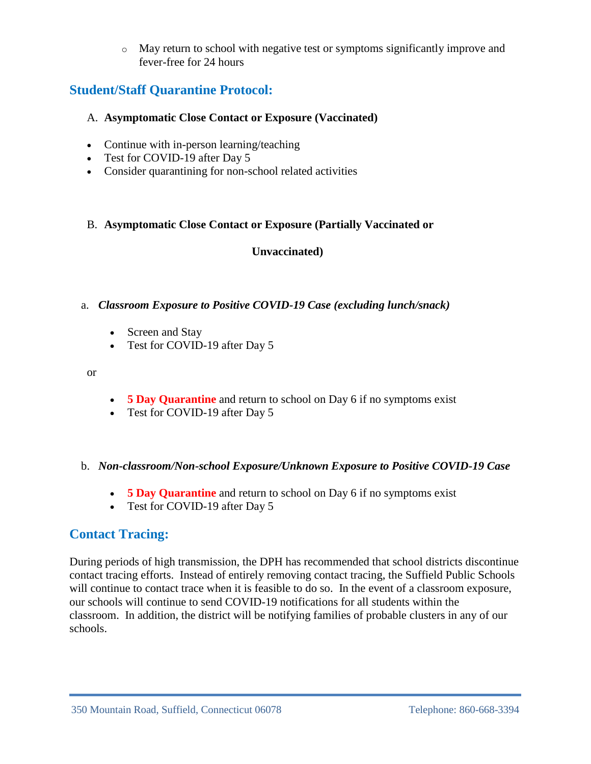- May return to school with negative test or symptoms significantly improve and fever-free for 24 hours

## Student/Staff Quarantine Protocol:

A. **Asymptomatic Close Contact or Exposure (Vaccinated)**

- Continue with in-person learning/teaching
- Test for COVID-19 after Day 5
- Consider quarantining for non-school related activities

B. **Asymptomatic Close Contact or Exposure (Partially Vaccinated or Unvaccinated)**

a. ***Classroom Exposure to Positive COVID-19 Case (excluding lunch/snack)***

- Screen and Stay
- Test for COVID-19 after Day 5

or

- **5 Day Quarantine** and return to school on Day 6 if no symptoms exist
- Test for COVID-19 after Day 5

b. ***Non-classroom/Non-school Exposure/Unknown Exposure to Positive COVID-19 Case***

- **5 Day Quarantine** and return to school on Day 6 if no symptoms exist
- Test for COVID-19 after Day 5

## Contact Tracing:

During periods of high transmission, the DPH has recommended that school districts discontinue contact tracing efforts. Instead of entirely removing contact tracing, the Suffield Public Schools will continue to contact trace when it is feasible to do so. In the event of a classroom exposure, our schools will continue to send COVID-19 notifications for all students within the classroom. In addition, the district will be notifying families of probable clusters in any of our schools.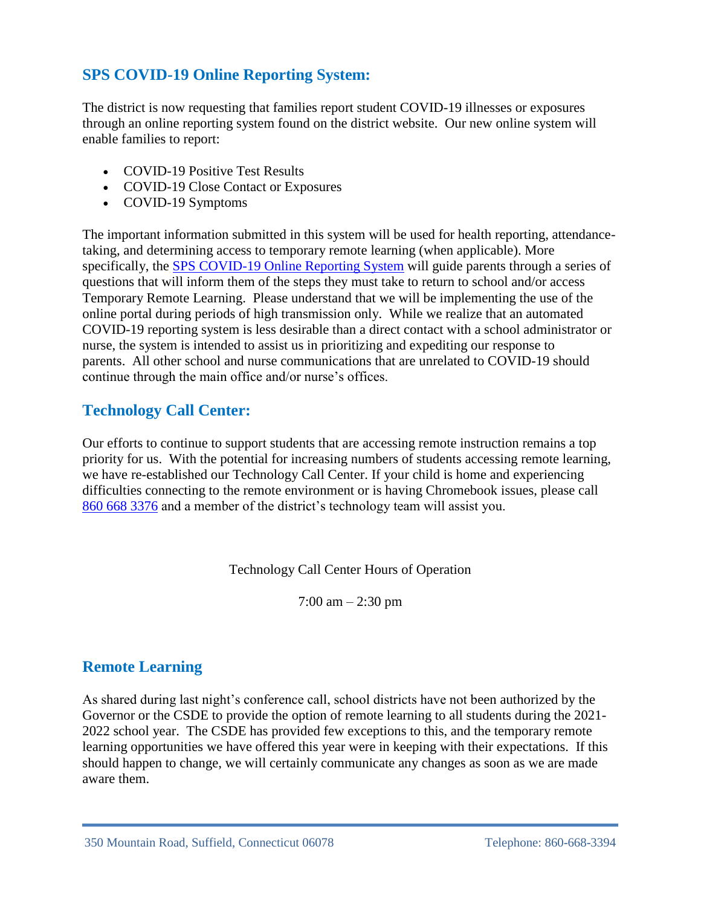## SPS COVID-19 Online Reporting System:

The district is now requesting that families report student COVID-19 illnesses or exposures through an online reporting system found on the district website. Our new online system will enable families to report:

- COVID-19 Positive Test Results
- COVID-19 Close Contact or Exposures
- COVID-19 Symptoms

The important information submitted in this system will be used for health reporting, attendance-taking, and determining access to temporary remote learning (when applicable). More specifically, the SPS COVID-19 Online Reporting System will guide parents through a series of questions that will inform them of the steps they must take to return to school and/or access Temporary Remote Learning. Please understand that we will be implementing the use of the online portal during periods of high transmission only. While we realize that an automated COVID-19 reporting system is less desirable than a direct contact with a school administrator or nurse, the system is intended to assist us in prioritizing and expediting our response to parents. All other school and nurse communications that are unrelated to COVID-19 should continue through the main office and/or nurse's offices.

## Technology Call Center:

Our efforts to continue to support students that are accessing remote instruction remains a top priority for us. With the potential for increasing numbers of students accessing remote learning, we have re-established our Technology Call Center. If your child is home and experiencing difficulties connecting to the remote environment or is having Chromebook issues, please call 860 668 3376 and a member of the district's technology team will assist you.

Technology Call Center Hours of Operation

7:00 am – 2:30 pm

## Remote Learning

As shared during last night's conference call, school districts have not been authorized by the Governor or the CSDE to provide the option of remote learning to all students during the 2021-2022 school year. The CSDE has provided few exceptions to this, and the temporary remote learning opportunities we have offered this year were in keeping with their expectations. If this should happen to change, we will certainly communicate any changes as soon as we are made aware them.

350 Mountain Road, Suffield, Connecticut 06078 Telephone: 860-668-3394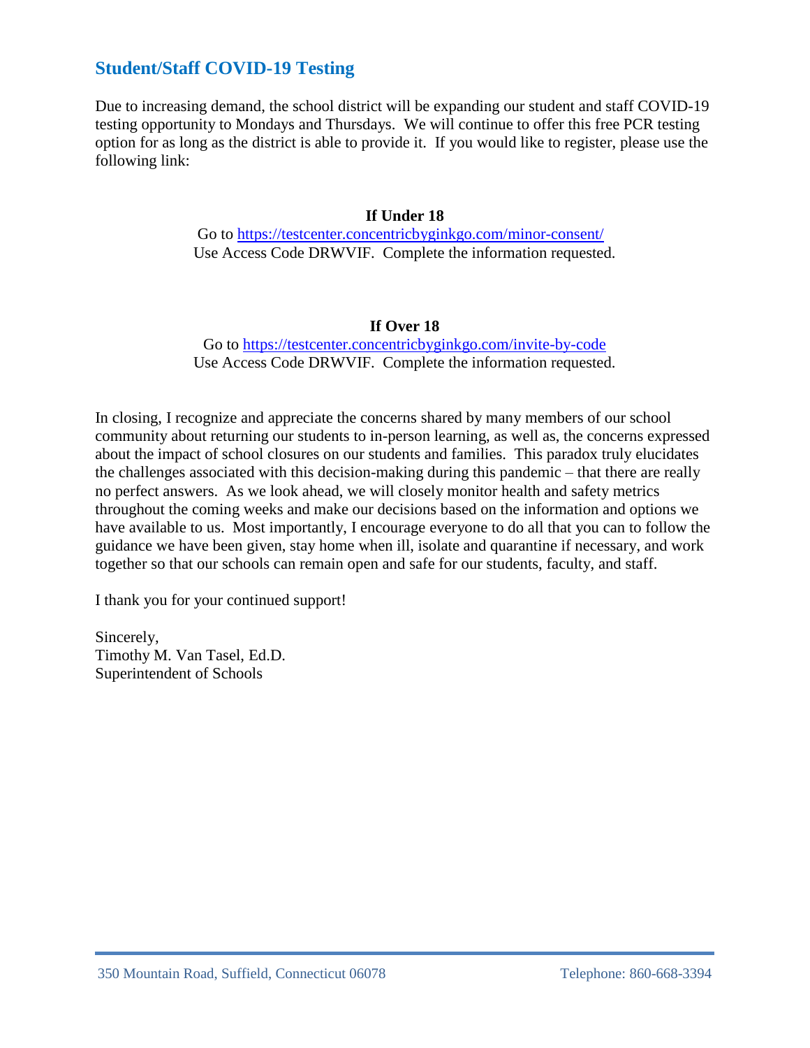## Student/Staff COVID-19 Testing

Due to increasing demand, the school district will be expanding our student and staff COVID-19 testing opportunity to Mondays and Thursdays. We will continue to offer this free PCR testing option for as long as the district is able to provide it. If you would like to register, please use the following link:

**If Under 18**

Go to https://testcenter.concentricbyginkgo.com/minor-consent/
Use Access Code DRWVIF. Complete the information requested.

**If Over 18**

Go to https://testcenter.concentricbyginkgo.com/invite-by-code
Use Access Code DRWVIF. Complete the information requested.

In closing, I recognize and appreciate the concerns shared by many members of our school community about returning our students to in-person learning, as well as, the concerns expressed about the impact of school closures on our students and families. This paradox truly elucidates the challenges associated with this decision-making during this pandemic – that there are really no perfect answers. As we look ahead, we will closely monitor health and safety metrics throughout the coming weeks and make our decisions based on the information and options we have available to us. Most importantly, I encourage everyone to do all that you can to follow the guidance we have been given, stay home when ill, isolate and quarantine if necessary, and work together so that our schools can remain open and safe for our students, faculty, and staff.

I thank you for your continued support!

Sincerely,
Timothy M. Van Tasel, Ed.D.
Superintendent of Schools

350 Mountain Road, Suffield, Connecticut 06078 Telephone: 860-668-3394